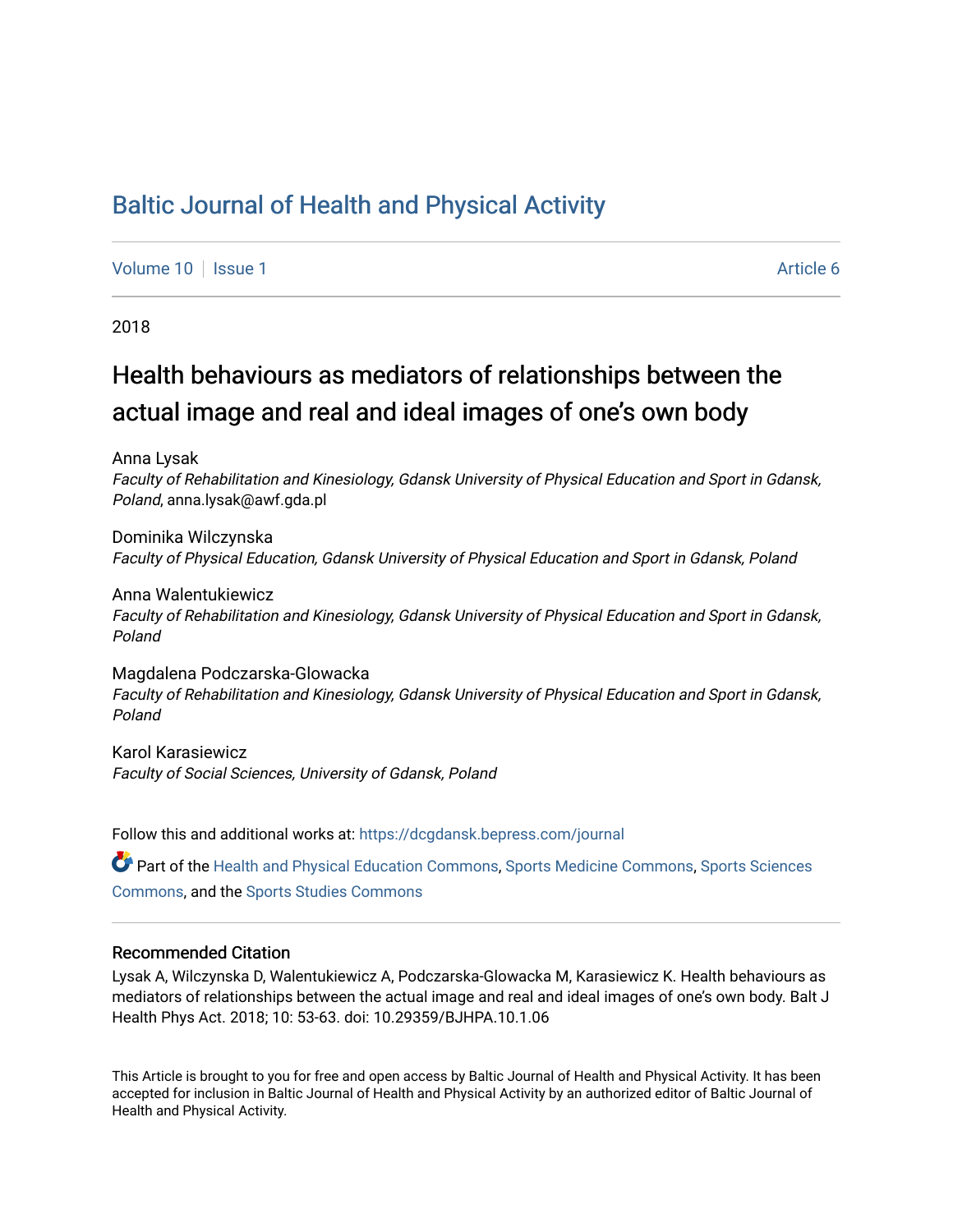# Baltic Journal of Health and Physical Activity

Volume 10 | Issue 1 | Article 6

2018

## Health behaviours as mediators of relationships between the actual image and real and ideal images of one's own body

Anna Lysak
*Faculty of Rehabilitation and Kinesiology, Gdansk University of Physical Education and Sport in Gdansk, Poland*, anna.lysak@awf.gda.pl

Dominika Wilczynska
*Faculty of Physical Education, Gdansk University of Physical Education and Sport in Gdansk, Poland*

Anna Walentukiewicz
*Faculty of Rehabilitation and Kinesiology, Gdansk University of Physical Education and Sport in Gdansk, Poland*

Magdalena Podczarska-Glowacka
*Faculty of Rehabilitation and Kinesiology, Gdansk University of Physical Education and Sport in Gdansk, Poland*

Karol Karasiewicz
*Faculty of Social Sciences, University of Gdansk, Poland*

Follow this and additional works at: https://dcgdansk.bepress.com/journal

Part of the Health and Physical Education Commons, Sports Medicine Commons, Sports Sciences Commons, and the Sports Studies Commons

### Recommended Citation

Lysak A, Wilczynska D, Walentukiewicz A, Podczarska-Glowacka M, Karasiewicz K. Health behaviours as mediators of relationships between the actual image and real and ideal images of one's own body. Balt J Health Phys Act. 2018; 10: 53-63. doi: 10.29359/BJHPA.10.1.06

This Article is brought to you for free and open access by Baltic Journal of Health and Physical Activity. It has been accepted for inclusion in Baltic Journal of Health and Physical Activity by an authorized editor of Baltic Journal of Health and Physical Activity.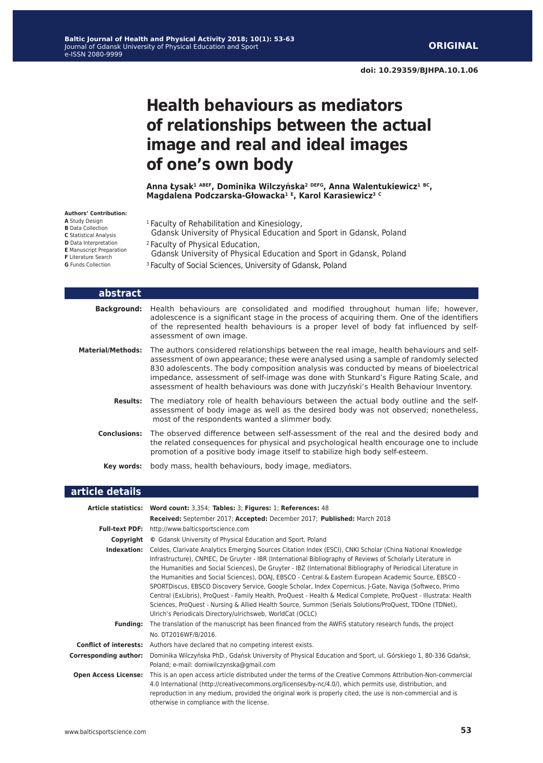**ORIGINAL**

**doi: 10.29359/BJHPA.10.1.06**

# Health behaviours as mediators of relationships between the actual image and real and ideal images of one's own body

**Anna Łysak[1 ABEF], Dominika Wilczyńska[2 DEFG], Anna Walentukiewicz[1 BC], Magdalena Podczarska-Głowacka[1 E], Karol Karasiewicz[3 C]**

**Authors' Contribution:**
**A** Study Design
**B** Data Collection
**C** Statistical Analysis
**D** Data Interpretation
**E** Manuscript Preparation
**F** Literature Search
**G** Funds Collection

[1] Faculty of Rehabilitation and Kinesiology, Gdansk University of Physical Education and Sport in Gdansk, Poland
[2] Faculty of Physical Education, Gdansk University of Physical Education and Sport in Gdansk, Poland
[3] Faculty of Social Sciences, University of Gdansk, Poland

## abstract

**Background:** Health behaviours are consolidated and modified throughout human life; however, adolescence is a significant stage in the process of acquiring them. One of the identifiers of the represented health behaviours is a proper level of body fat influenced by self-assessment of own image.

**Material/Methods:** The authors considered relationships between the real image, health behaviours and self-assessment of own appearance; these were analysed using a sample of randomly selected 830 adolescents. The body composition analysis was conducted by means of bioelectrical impedance, assessment of self-image was done with Stunkard's Figure Rating Scale, and assessment of health behaviours was done with Juczyński's Health Behaviour Inventory.

**Results:** The mediatory role of health behaviours between the actual body outline and the self-assessment of body image as well as the desired body was not observed; nonetheless, most of the respondents wanted a slimmer body.

**Conclusions:** The observed difference between self-assessment of the real and the desired body and the related consequences for physical and psychological health encourage one to include promotion of a positive body image itself to stabilize high body self-esteem.

**Key words:** body mass, health behaviours, body image, mediators.

## article details

**Article statistics:** **Word count:** 3,354; **Tables:** 3; **Figures:** 1; **References:** 48
**Received:** September 2017; **Accepted:** December 2017; **Published:** March 2018

**Full-text PDF:** http://www.balticsportscience.com

**Copyright** © Gdansk University of Physical Education and Sport, Poland

**Indexation:** Celdes, Clarivate Analytics Emerging Sources Citation Index (ESCI), CNKI Scholar (China National Knowledge Infrastructure), CNPIEC, De Gruyter - IBR (International Bibliography of Reviews of Scholarly Literature in the Humanities and Social Sciences), De Gruyter - IBZ (International Bibliography of Periodical Literature in the Humanities and Social Sciences), DOAJ, EBSCO - Central & Eastern European Academic Source, EBSCO - SPORTDiscus, EBSCO Discovery Service, Google Scholar, Index Copernicus, J-Gate, Naviga (Softweco, Primo Central (ExLibris), ProQuest - Family Health, ProQuest - Health & Medical Complete, ProQuest - Illustrata: Health Sciences, ProQuest - Nursing & Allied Health Source, Summon (Serials Solutions/ProQuest, TDOne (TDNet), Ulrich's Periodicals Directory/ulrichsweb, WorldCat (OCLC)

**Funding:** The translation of the manuscript has been financed from the AWFiS statutory research funds, the project No. DT2016WF/8/2016.

**Conflict of interests:** Authors have declared that no competing interest exists.

**Corresponding author:** Dominika Wilczyńska PhD., Gdańsk University of Physical Education and Sport, ul. Górskiego 1, 80-336 Gdańsk, Poland; e-mail: domiwilczynska@gmail.com

**Open Access License:** This is an open access article distributed under the terms of the Creative Commons Attribution-Non-commercial 4.0 International (http://creativecommons.org/licenses/by-nc/4.0/), which permits use, distribution, and reproduction in any medium, provided the original work is properly cited, the use is non-commercial and is otherwise in compliance with the license.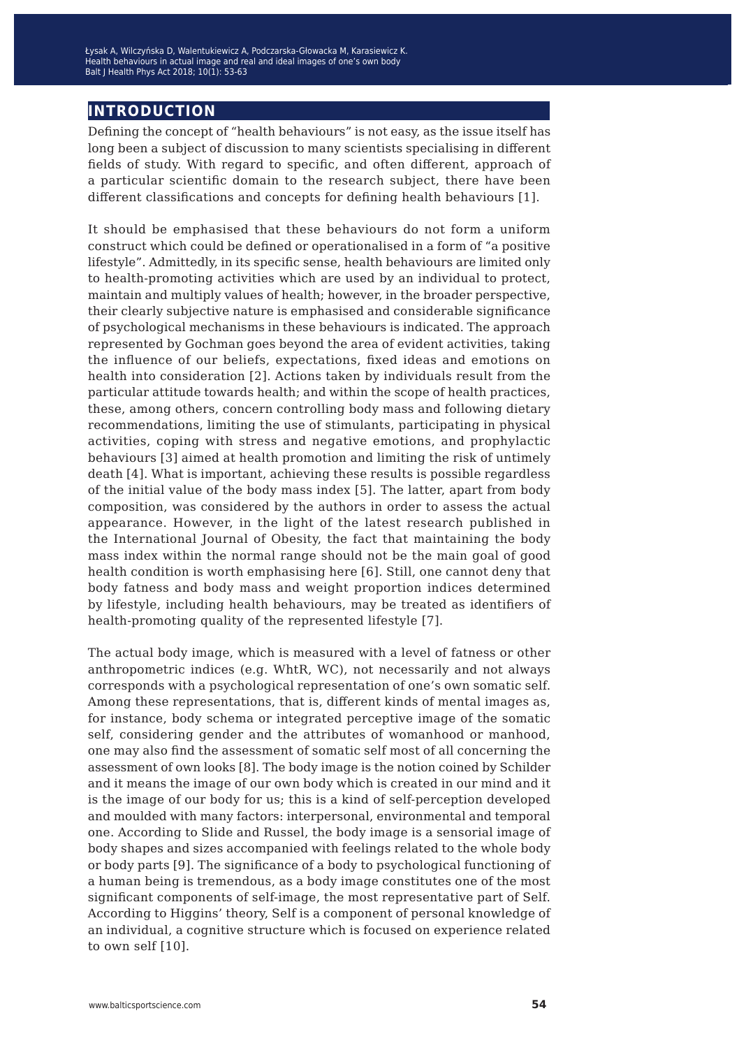## INTRODUCTION

Defining the concept of "health behaviours" is not easy, as the issue itself has long been a subject of discussion to many scientists specialising in different fields of study. With regard to specific, and often different, approach of a particular scientific domain to the research subject, there have been different classifications and concepts for defining health behaviours [1].

It should be emphasised that these behaviours do not form a uniform construct which could be defined or operationalised in a form of "a positive lifestyle". Admittedly, in its specific sense, health behaviours are limited only to health-promoting activities which are used by an individual to protect, maintain and multiply values of health; however, in the broader perspective, their clearly subjective nature is emphasised and considerable significance of psychological mechanisms in these behaviours is indicated. The approach represented by Gochman goes beyond the area of evident activities, taking the influence of our beliefs, expectations, fixed ideas and emotions on health into consideration [2]. Actions taken by individuals result from the particular attitude towards health; and within the scope of health practices, these, among others, concern controlling body mass and following dietary recommendations, limiting the use of stimulants, participating in physical activities, coping with stress and negative emotions, and prophylactic behaviours [3] aimed at health promotion and limiting the risk of untimely death [4]. What is important, achieving these results is possible regardless of the initial value of the body mass index [5]. The latter, apart from body composition, was considered by the authors in order to assess the actual appearance. However, in the light of the latest research published in the International Journal of Obesity, the fact that maintaining the body mass index within the normal range should not be the main goal of good health condition is worth emphasising here [6]. Still, one cannot deny that body fatness and body mass and weight proportion indices determined by lifestyle, including health behaviours, may be treated as identifiers of health-promoting quality of the represented lifestyle [7].

The actual body image, which is measured with a level of fatness or other anthropometric indices (e.g. WhtR, WC), not necessarily and not always corresponds with a psychological representation of one's own somatic self. Among these representations, that is, different kinds of mental images as, for instance, body schema or integrated perceptive image of the somatic self, considering gender and the attributes of womanhood or manhood, one may also find the assessment of somatic self most of all concerning the assessment of own looks [8]. The body image is the notion coined by Schilder and it means the image of our own body which is created in our mind and it is the image of our body for us; this is a kind of self-perception developed and moulded with many factors: interpersonal, environmental and temporal one. According to Slide and Russel, the body image is a sensorial image of body shapes and sizes accompanied with feelings related to the whole body or body parts [9]. The significance of a body to psychological functioning of a human being is tremendous, as a body image constitutes one of the most significant components of self-image, the most representative part of Self. According to Higgins' theory, Self is a component of personal knowledge of an individual, a cognitive structure which is focused on experience related to own self [10].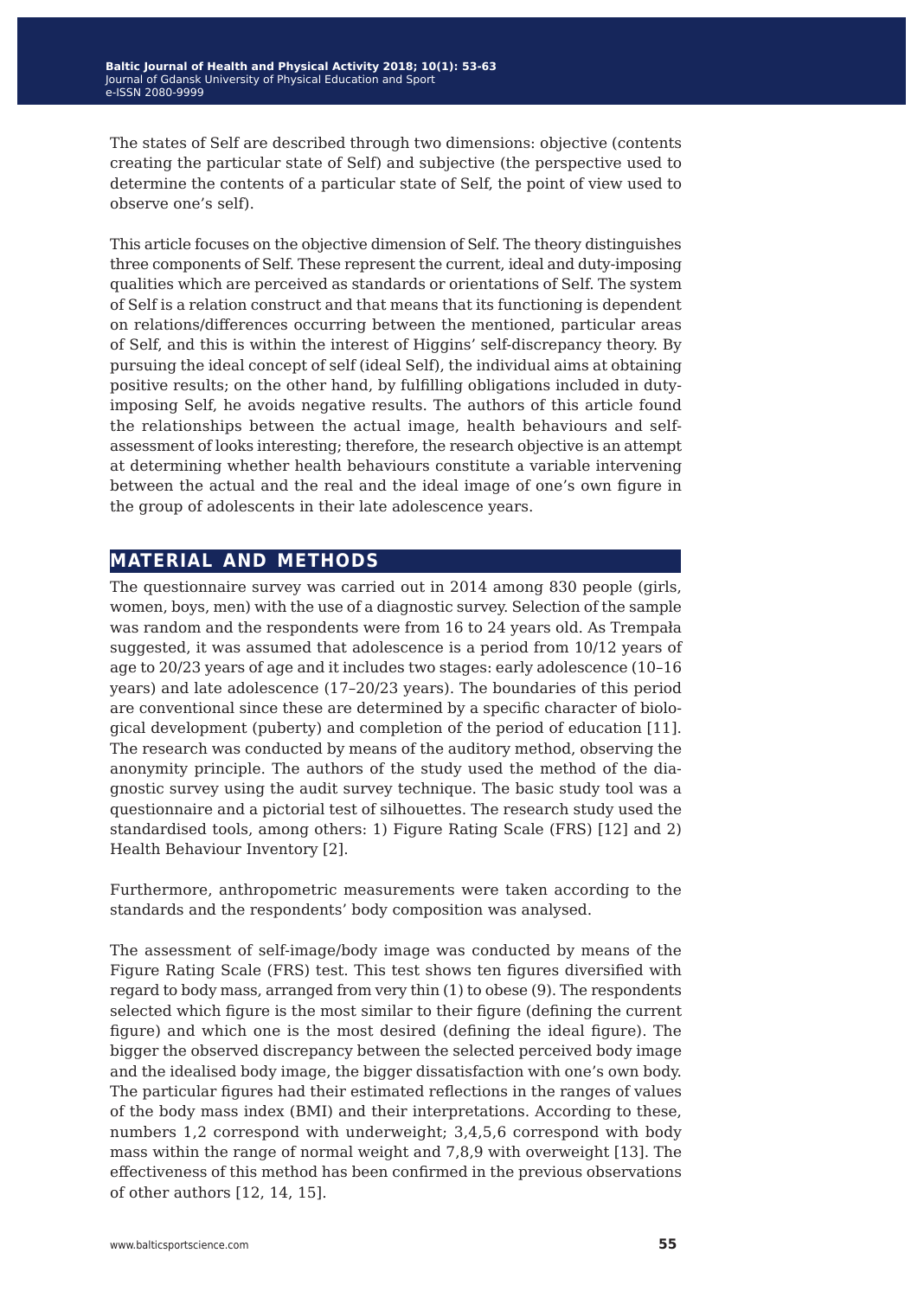The states of Self are described through two dimensions: objective (contents creating the particular state of Self) and subjective (the perspective used to determine the contents of a particular state of Self, the point of view used to observe one's self).

This article focuses on the objective dimension of Self. The theory distinguishes three components of Self. These represent the current, ideal and duty-imposing qualities which are perceived as standards or orientations of Self. The system of Self is a relation construct and that means that its functioning is dependent on relations/differences occurring between the mentioned, particular areas of Self, and this is within the interest of Higgins' self-discrepancy theory. By pursuing the ideal concept of self (ideal Self), the individual aims at obtaining positive results; on the other hand, by fulfilling obligations included in duty-imposing Self, he avoids negative results. The authors of this article found the relationships between the actual image, health behaviours and self-assessment of looks interesting; therefore, the research objective is an attempt at determining whether health behaviours constitute a variable intervening between the actual and the real and the ideal image of one's own figure in the group of adolescents in their late adolescence years.

## MATERIAL AND METHODS

The questionnaire survey was carried out in 2014 among 830 people (girls, women, boys, men) with the use of a diagnostic survey. Selection of the sample was random and the respondents were from 16 to 24 years old. As Trempała suggested, it was assumed that adolescence is a period from 10/12 years of age to 20/23 years of age and it includes two stages: early adolescence (10–16 years) and late adolescence (17–20/23 years). The boundaries of this period are conventional since these are determined by a specific character of biological development (puberty) and completion of the period of education [11]. The research was conducted by means of the auditory method, observing the anonymity principle. The authors of the study used the method of the diagnostic survey using the audit survey technique. The basic study tool was a questionnaire and a pictorial test of silhouettes. The research study used the standardised tools, among others: 1) Figure Rating Scale (FRS) [12] and 2) Health Behaviour Inventory [2].

Furthermore, anthropometric measurements were taken according to the standards and the respondents' body composition was analysed.

The assessment of self-image/body image was conducted by means of the Figure Rating Scale (FRS) test. This test shows ten figures diversified with regard to body mass, arranged from very thin (1) to obese (9). The respondents selected which figure is the most similar to their figure (defining the current figure) and which one is the most desired (defining the ideal figure). The bigger the observed discrepancy between the selected perceived body image and the idealised body image, the bigger dissatisfaction with one's own body. The particular figures had their estimated reflections in the ranges of values of the body mass index (BMI) and their interpretations. According to these, numbers 1,2 correspond with underweight; 3,4,5,6 correspond with body mass within the range of normal weight and 7,8,9 with overweight [13]. The effectiveness of this method has been confirmed in the previous observations of other authors [12, 14, 15].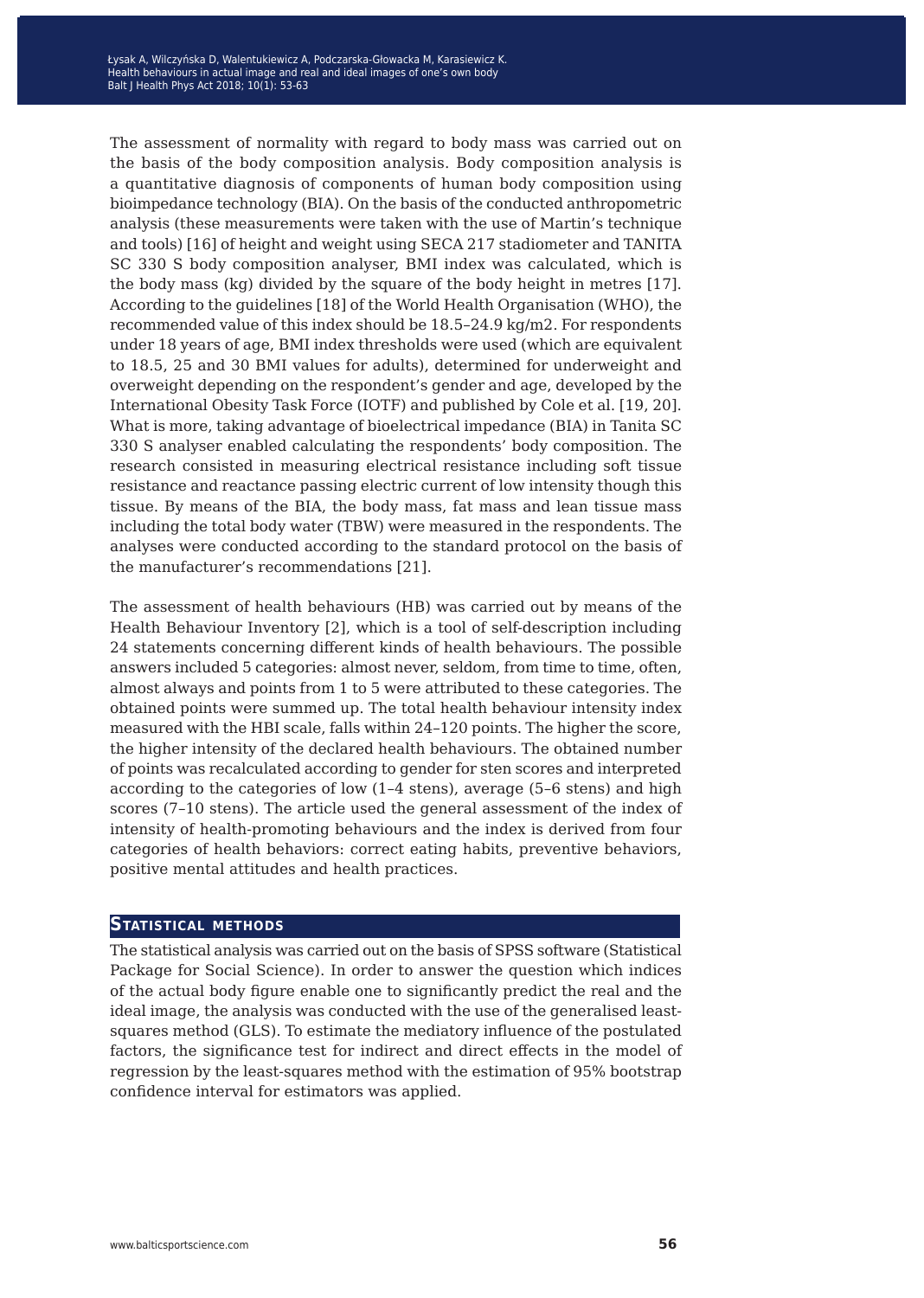The assessment of normality with regard to body mass was carried out on the basis of the body composition analysis. Body composition analysis is a quantitative diagnosis of components of human body composition using bioimpedance technology (BIA). On the basis of the conducted anthropometric analysis (these measurements were taken with the use of Martin's technique and tools) [16] of height and weight using SECA 217 stadiometer and TANITA SC 330 S body composition analyser, BMI index was calculated, which is the body mass (kg) divided by the square of the body height in metres [17]. According to the guidelines [18] of the World Health Organisation (WHO), the recommended value of this index should be 18.5–24.9 kg/m2. For respondents under 18 years of age, BMI index thresholds were used (which are equivalent to 18.5, 25 and 30 BMI values for adults), determined for underweight and overweight depending on the respondent's gender and age, developed by the International Obesity Task Force (IOTF) and published by Cole et al. [19, 20]. What is more, taking advantage of bioelectrical impedance (BIA) in Tanita SC 330 S analyser enabled calculating the respondents' body composition. The research consisted in measuring electrical resistance including soft tissue resistance and reactance passing electric current of low intensity though this tissue. By means of the BIA, the body mass, fat mass and lean tissue mass including the total body water (TBW) were measured in the respondents. The analyses were conducted according to the standard protocol on the basis of the manufacturer's recommendations [21].

The assessment of health behaviours (HB) was carried out by means of the Health Behaviour Inventory [2], which is a tool of self-description including 24 statements concerning different kinds of health behaviours. The possible answers included 5 categories: almost never, seldom, from time to time, often, almost always and points from 1 to 5 were attributed to these categories. The obtained points were summed up. The total health behaviour intensity index measured with the HBI scale, falls within 24–120 points. The higher the score, the higher intensity of the declared health behaviours. The obtained number of points was recalculated according to gender for sten scores and interpreted according to the categories of low (1–4 stens), average (5–6 stens) and high scores (7–10 stens). The article used the general assessment of the index of intensity of health-promoting behaviours and the index is derived from four categories of health behaviors: correct eating habits, preventive behaviors, positive mental attitudes and health practices.

## Statistical methods

The statistical analysis was carried out on the basis of SPSS software (Statistical Package for Social Science). In order to answer the question which indices of the actual body figure enable one to significantly predict the real and the ideal image, the analysis was conducted with the use of the generalised least-squares method (GLS). To estimate the mediatory influence of the postulated factors, the significance test for indirect and direct effects in the model of regression by the least-squares method with the estimation of 95% bootstrap confidence interval for estimators was applied.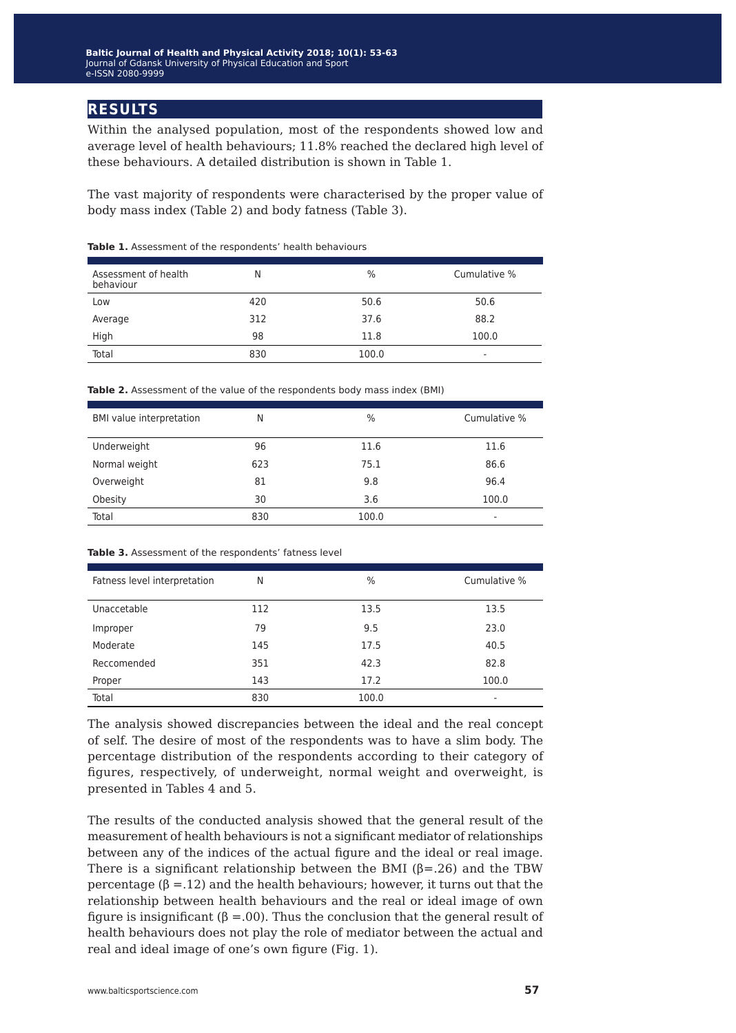## RESULTS

Within the analysed population, most of the respondents showed low and average level of health behaviours; 11.8% reached the declared high level of these behaviours. A detailed distribution is shown in Table 1.

The vast majority of respondents were characterised by the proper value of body mass index (Table 2) and body fatness (Table 3).

**Table 1.** Assessment of the respondents' health behaviours

| Assessment of health behaviour | N | % | Cumulative % |
|---|---|---|---|
| Low | 420 | 50.6 | 50.6 |
| Average | 312 | 37.6 | 88.2 |
| High | 98 | 11.8 | 100.0 |
| Total | 830 | 100.0 | - |

**Table 2.** Assessment of the value of the respondents body mass index (BMI)

| BMI value interpretation | N | % | Cumulative % |
|---|---|---|---|
| Underweight | 96 | 11.6 | 11.6 |
| Normal weight | 623 | 75.1 | 86.6 |
| Overweight | 81 | 9.8 | 96.4 |
| Obesity | 30 | 3.6 | 100.0 |
| Total | 830 | 100.0 | - |

**Table 3.** Assessment of the respondents' fatness level

| Fatness level interpretation | N | % | Cumulative % |
|---|---|---|---|
| Unaccetable | 112 | 13.5 | 13.5 |
| Improper | 79 | 9.5 | 23.0 |
| Moderate | 145 | 17.5 | 40.5 |
| Reccomended | 351 | 42.3 | 82.8 |
| Proper | 143 | 17.2 | 100.0 |
| Total | 830 | 100.0 | - |

The analysis showed discrepancies between the ideal and the real concept of self. The desire of most of the respondents was to have a slim body. The percentage distribution of the respondents according to their category of figures, respectively, of underweight, normal weight and overweight, is presented in Tables 4 and 5.

The results of the conducted analysis showed that the general result of the measurement of health behaviours is not a significant mediator of relationships between any of the indices of the actual figure and the ideal or real image. There is a significant relationship between the BMI (β=.26) and the TBW percentage (β =.12) and the health behaviours; however, it turns out that the relationship between health behaviours and the real or ideal image of own figure is insignificant (β =.00). Thus the conclusion that the general result of health behaviours does not play the role of mediator between the actual and real and ideal image of one's own figure (Fig. 1).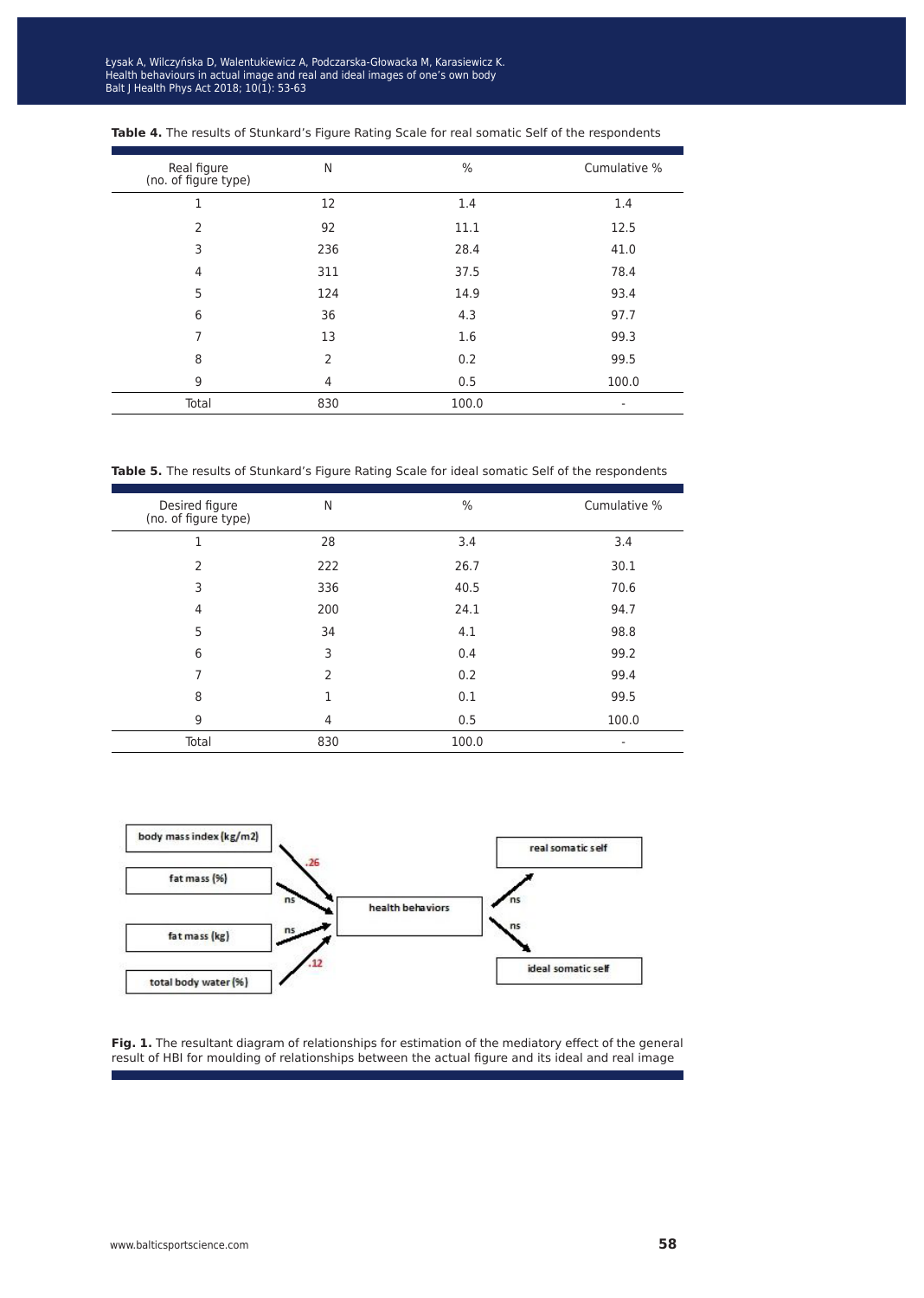**Table 4.** The results of Stunkard's Figure Rating Scale for real somatic Self of the respondents

| Real figure (no. of figure type) | N | % | Cumulative % |
|---|---|---|---|
| 1 | 12 | 1.4 | 1.4 |
| 2 | 92 | 11.1 | 12.5 |
| 3 | 236 | 28.4 | 41.0 |
| 4 | 311 | 37.5 | 78.4 |
| 5 | 124 | 14.9 | 93.4 |
| 6 | 36 | 4.3 | 97.7 |
| 7 | 13 | 1.6 | 99.3 |
| 8 | 2 | 0.2 | 99.5 |
| 9 | 4 | 0.5 | 100.0 |
| Total | 830 | 100.0 | - |

**Table 5.** The results of Stunkard's Figure Rating Scale for ideal somatic Self of the respondents

| Desired figure (no. of figure type) | N | % | Cumulative % |
|---|---|---|---|
| 1 | 28 | 3.4 | 3.4 |
| 2 | 222 | 26.7 | 30.1 |
| 3 | 336 | 40.5 | 70.6 |
| 4 | 200 | 24.1 | 94.7 |
| 5 | 34 | 4.1 | 98.8 |
| 6 | 3 | 0.4 | 99.2 |
| 7 | 2 | 0.2 | 99.4 |
| 8 | 1 | 0.1 | 99.5 |
| 9 | 4 | 0.5 | 100.0 |
| Total | 830 | 100.0 | - |

**Fig. 1.** The resultant diagram of relationships for estimation of the mediatory effect of the general result of HBI for moulding of relationships between the actual figure and its ideal and real image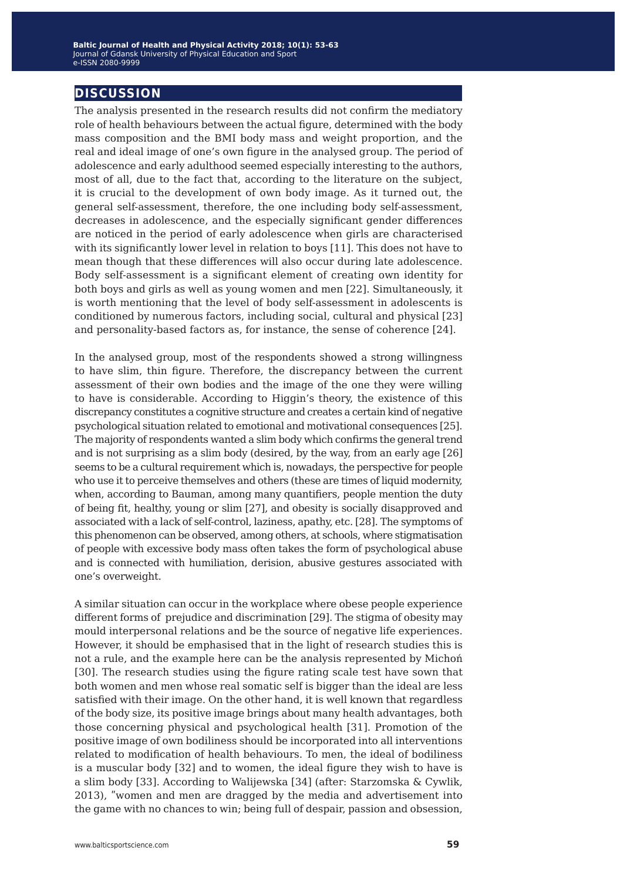## DISCUSSION

The analysis presented in the research results did not confirm the mediatory role of health behaviours between the actual figure, determined with the body mass composition and the BMI body mass and weight proportion, and the real and ideal image of one's own figure in the analysed group. The period of adolescence and early adulthood seemed especially interesting to the authors, most of all, due to the fact that, according to the literature on the subject, it is crucial to the development of own body image. As it turned out, the general self-assessment, therefore, the one including body self-assessment, decreases in adolescence, and the especially significant gender differences are noticed in the period of early adolescence when girls are characterised with its significantly lower level in relation to boys [11]. This does not have to mean though that these differences will also occur during late adolescence. Body self-assessment is a significant element of creating own identity for both boys and girls as well as young women and men [22]. Simultaneously, it is worth mentioning that the level of body self-assessment in adolescents is conditioned by numerous factors, including social, cultural and physical [23] and personality-based factors as, for instance, the sense of coherence [24].

In the analysed group, most of the respondents showed a strong willingness to have slim, thin figure. Therefore, the discrepancy between the current assessment of their own bodies and the image of the one they were willing to have is considerable. According to Higgin's theory, the existence of this discrepancy constitutes a cognitive structure and creates a certain kind of negative psychological situation related to emotional and motivational consequences [25]. The majority of respondents wanted a slim body which confirms the general trend and is not surprising as a slim body (desired, by the way, from an early age [26] seems to be a cultural requirement which is, nowadays, the perspective for people who use it to perceive themselves and others (these are times of liquid modernity, when, according to Bauman, among many quantifiers, people mention the duty of being fit, healthy, young or slim [27], and obesity is socially disapproved and associated with a lack of self-control, laziness, apathy, etc. [28]. The symptoms of this phenomenon can be observed, among others, at schools, where stigmatisation of people with excessive body mass often takes the form of psychological abuse and is connected with humiliation, derision, abusive gestures associated with one's overweight.

A similar situation can occur in the workplace where obese people experience different forms of prejudice and discrimination [29]. The stigma of obesity may mould interpersonal relations and be the source of negative life experiences. However, it should be emphasised that in the light of research studies this is not a rule, and the example here can be the analysis represented by Michoń [30]. The research studies using the figure rating scale test have sown that both women and men whose real somatic self is bigger than the ideal are less satisfied with their image. On the other hand, it is well known that regardless of the body size, its positive image brings about many health advantages, both those concerning physical and psychological health [31]. Promotion of the positive image of own bodiliness should be incorporated into all interventions related to modification of health behaviours. To men, the ideal of bodiliness is a muscular body [32] and to women, the ideal figure they wish to have is a slim body [33]. According to Walijewska [34] (after: Starzomska & Cywlik, 2013), "women and men are dragged by the media and advertisement into the game with no chances to win; being full of despair, passion and obsession,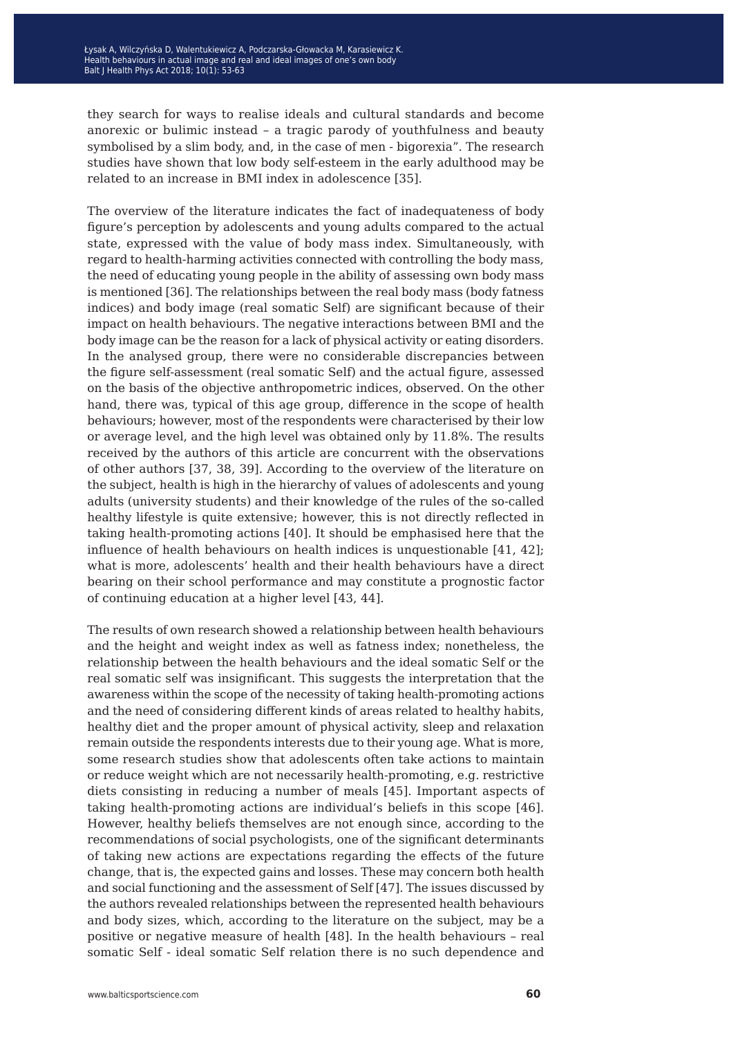they search for ways to realise ideals and cultural standards and become anorexic or bulimic instead – a tragic parody of youthfulness and beauty symbolised by a slim body, and, in the case of men - bigorexia". The research studies have shown that low body self-esteem in the early adulthood may be related to an increase in BMI index in adolescence [35].

The overview of the literature indicates the fact of inadequateness of body figure's perception by adolescents and young adults compared to the actual state, expressed with the value of body mass index. Simultaneously, with regard to health-harming activities connected with controlling the body mass, the need of educating young people in the ability of assessing own body mass is mentioned [36]. The relationships between the real body mass (body fatness indices) and body image (real somatic Self) are significant because of their impact on health behaviours. The negative interactions between BMI and the body image can be the reason for a lack of physical activity or eating disorders. In the analysed group, there were no considerable discrepancies between the figure self-assessment (real somatic Self) and the actual figure, assessed on the basis of the objective anthropometric indices, observed. On the other hand, there was, typical of this age group, difference in the scope of health behaviours; however, most of the respondents were characterised by their low or average level, and the high level was obtained only by 11.8%. The results received by the authors of this article are concurrent with the observations of other authors [37, 38, 39]. According to the overview of the literature on the subject, health is high in the hierarchy of values of adolescents and young adults (university students) and their knowledge of the rules of the so-called healthy lifestyle is quite extensive; however, this is not directly reflected in taking health-promoting actions [40]. It should be emphasised here that the influence of health behaviours on health indices is unquestionable [41, 42]; what is more, adolescents' health and their health behaviours have a direct bearing on their school performance and may constitute a prognostic factor of continuing education at a higher level [43, 44].

The results of own research showed a relationship between health behaviours and the height and weight index as well as fatness index; nonetheless, the relationship between the health behaviours and the ideal somatic Self or the real somatic self was insignificant. This suggests the interpretation that the awareness within the scope of the necessity of taking health-promoting actions and the need of considering different kinds of areas related to healthy habits, healthy diet and the proper amount of physical activity, sleep and relaxation remain outside the respondents interests due to their young age. What is more, some research studies show that adolescents often take actions to maintain or reduce weight which are not necessarily health-promoting, e.g. restrictive diets consisting in reducing a number of meals [45]. Important aspects of taking health-promoting actions are individual's beliefs in this scope [46]. However, healthy beliefs themselves are not enough since, according to the recommendations of social psychologists, one of the significant determinants of taking new actions are expectations regarding the effects of the future change, that is, the expected gains and losses. These may concern both health and social functioning and the assessment of Self [47]. The issues discussed by the authors revealed relationships between the represented health behaviours and body sizes, which, according to the literature on the subject, may be a positive or negative measure of health [48]. In the health behaviours – real somatic Self - ideal somatic Self relation there is no such dependence and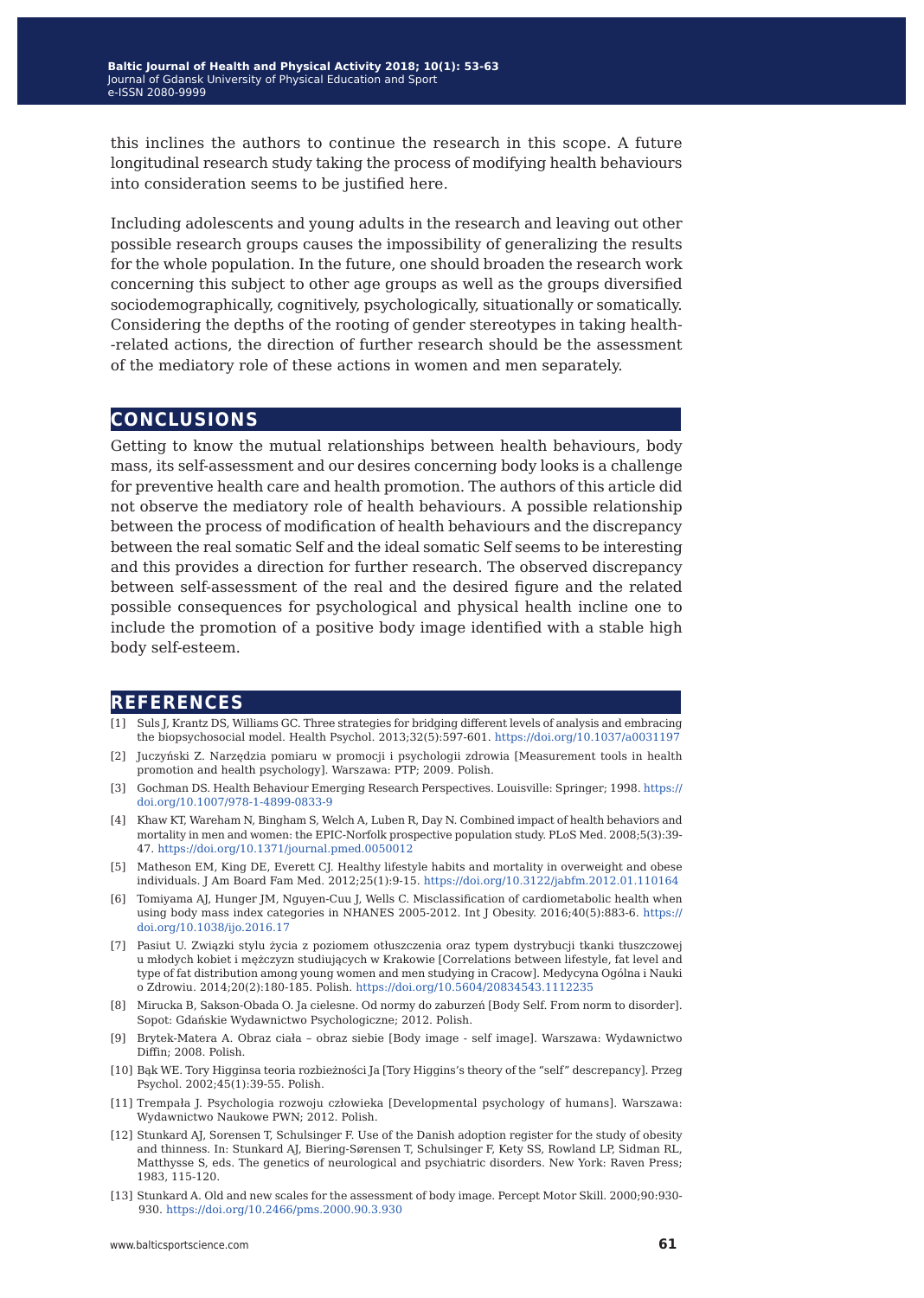this inclines the authors to continue the research in this scope. A future longitudinal research study taking the process of modifying health behaviours into consideration seems to be justified here.

Including adolescents and young adults in the research and leaving out other possible research groups causes the impossibility of generalizing the results for the whole population. In the future, one should broaden the research work concerning this subject to other age groups as well as the groups diversified sociodemographically, cognitively, psychologically, situationally or somatically. Considering the depths of the rooting of gender stereotypes in taking health-related actions, the direction of further research should be the assessment of the mediatory role of these actions in women and men separately.

## CONCLUSIONS

Getting to know the mutual relationships between health behaviours, body mass, its self-assessment and our desires concerning body looks is a challenge for preventive health care and health promotion. The authors of this article did not observe the mediatory role of health behaviours. A possible relationship between the process of modification of health behaviours and the discrepancy between the real somatic Self and the ideal somatic Self seems to be interesting and this provides a direction for further research. The observed discrepancy between self-assessment of the real and the desired figure and the related possible consequences for psychological and physical health incline one to include the promotion of a positive body image identified with a stable high body self-esteem.

## REFERENCES

[1] Suls J, Krantz DS, Williams GC. Three strategies for bridging different levels of analysis and embracing the biopsychosocial model. Health Psychol. 2013;32(5):597-601. https://doi.org/10.1037/a0031197

[2] Juczyński Z. Narzędzia pomiaru w promocji i psychologii zdrowia [Measurement tools in health promotion and health psychology]. Warszawa: PTP; 2009. Polish.

[3] Gochman DS. Health Behaviour Emerging Research Perspectives. Louisville: Springer; 1998. https://doi.org/10.1007/978-1-4899-0833-9

[4] Khaw KT, Wareham N, Bingham S, Welch A, Luben R, Day N. Combined impact of health behaviors and mortality in men and women: the EPIC-Norfolk prospective population study. PLoS Med. 2008;5(3):39-47. https://doi.org/10.1371/journal.pmed.0050012

[5] Matheson EM, King DE, Everett CJ. Healthy lifestyle habits and mortality in overweight and obese individuals. J Am Board Fam Med. 2012;25(1):9-15. https://doi.org/10.3122/jabfm.2012.01.110164

[6] Tomiyama AJ, Hunger JM, Nguyen-Cuu J, Wells C. Misclassification of cardiometabolic health when using body mass index categories in NHANES 2005-2012. Int J Obesity. 2016;40(5):883-6. https://doi.org/10.1038/ijo.2016.17

[7] Pasiut U. Związki stylu życia z poziomem otłuszczenia oraz typem dystrybucji tkanki tłuszczowej u młodych kobiet i mężczyzn studiujących w Krakowie [Correlations between lifestyle, fat level and type of fat distribution among young women and men studying in Cracow]. Medycyna Ogólna i Nauki o Zdrowiu. 2014;20(2):180-185. Polish. https://doi.org/10.5604/20834543.1112235

[8] Mirucka B, Sakson-Obada O. Ja cielesne. Od normy do zaburzeń [Body Self. From norm to disorder]. Sopot: Gdańskie Wydawnictwo Psychologiczne; 2012. Polish.

[9] Brytek-Matera A. Obraz ciała – obraz siebie [Body image - self image]. Warszawa: Wydawnictwo Diffin; 2008. Polish.

[10] Bąk WE. Tory Higginsa teoria rozbieżności Ja [Tory Higgins's theory of the "self" descrepancy]. Przeg Psychol. 2002;45(1):39-55. Polish.

[11] Trempała J. Psychologia rozwoju człowieka [Developmental psychology of humans]. Warszawa: Wydawnictwo Naukowe PWN; 2012. Polish.

[12] Stunkard AJ, Sorensen T, Schulsinger F. Use of the Danish adoption register for the study of obesity and thinness. In: Stunkard AJ, Biering-Sørensen T, Schulsinger F, Kety SS, Rowland LP, Sidman RL, Matthysse S, eds. The genetics of neurological and psychiatric disorders. New York: Raven Press; 1983, 115-120.

[13] Stunkard A. Old and new scales for the assessment of body image. Percept Motor Skill. 2000;90:930-930. https://doi.org/10.2466/pms.2000.90.3.930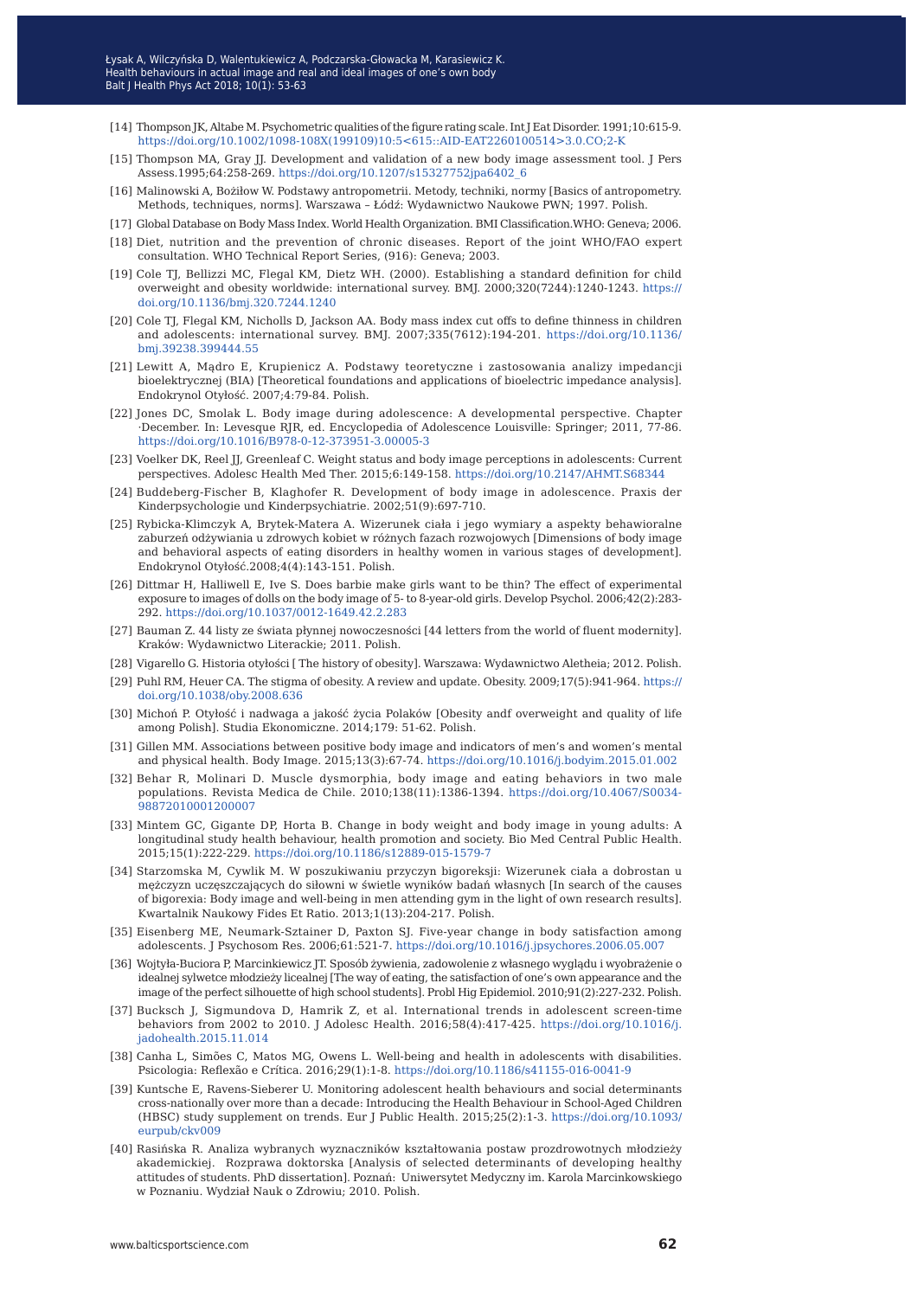[14] Thompson JK, Altabe M. Psychometric qualities of the figure rating scale. Int J Eat Disorder. 1991;10:615-9. https://doi.org/10.1002/1098-108X(199109)10:5<615::AID-EAT2260100514>3.0.CO;2-K

[15] Thompson MA, Gray JJ. Development and validation of a new body image assessment tool. J Pers Assess.1995;64:258-269. https://doi.org/10.1207/s15327752jpa6402_6

[16] Malinowski A, Bożiłow W. Podstawy antropometrii. Metody, techniki, normy [Basics of antropometry. Methods, techniques, norms]. Warszawa – Łódź: Wydawnictwo Naukowe PWN; 1997. Polish.

[17] Global Database on Body Mass Index. World Health Organization. BMI Classification.WHO: Geneva; 2006.

[18] Diet, nutrition and the prevention of chronic diseases. Report of the joint WHO/FAO expert consultation. WHO Technical Report Series, (916): Geneva; 2003.

[19] Cole TJ, Bellizzi MC, Flegal KM, Dietz WH. (2000). Establishing a standard definition for child overweight and obesity worldwide: international survey. BMJ. 2000;320(7244):1240-1243. https://doi.org/10.1136/bmj.320.7244.1240

[20] Cole TJ, Flegal KM, Nicholls D, Jackson AA. Body mass index cut offs to define thinness in children and adolescents: international survey. BMJ. 2007;335(7612):194-201. https://doi.org/10.1136/bmj.39238.399444.55

[21] Lewitt A, Mądro E, Krupienicz A. Podstawy teoretyczne i zastosowania analizy impedancji bioelektrycznej (BIA) [Theoretical foundations and applications of bioelectric impedance analysis]. Endokrynol Otyłość. 2007;4:79-84. Polish.

[22] Jones DC, Smolak L. Body image during adolescence: A developmental perspective. Chapter ·December. In: Levesque RJR, ed. Encyclopedia of Adolescence Louisville: Springer; 2011, 77-86. https://doi.org/10.1016/B978-0-12-373951-3.00005-3

[23] Voelker DK, Reel JJ, Greenleaf C. Weight status and body image perceptions in adolescents: Current perspectives. Adolesc Health Med Ther. 2015;6:149-158. https://doi.org/10.2147/AHMT.S68344

[24] Buddeberg-Fischer B, Klaghofer R. Development of body image in adolescence. Praxis der Kinderpsychologie und Kinderpsychiatrie. 2002;51(9):697-710.

[25] Rybicka-Klimczyk A, Brytek-Matera A. Wizerunek ciała i jego wymiary a aspekty behawioralne zaburzeń odżywiania u zdrowych kobiet w różnych fazach rozwojowych [Dimensions of body image and behavioral aspects of eating disorders in healthy women in various stages of development]. Endokrynol Otyłość.2008;4(4):143-151. Polish.

[26] Dittmar H, Halliwell E, Ive S. Does barbie make girls want to be thin? The effect of experimental exposure to images of dolls on the body image of 5- to 8-year-old girls. Develop Psychol. 2006;42(2):283-292. https://doi.org/10.1037/0012-1649.42.2.283

[27] Bauman Z. 44 listy ze świata płynnej nowoczesności [44 letters from the world of fluent modernity]. Kraków: Wydawnictwo Literackie; 2011. Polish.

[28] Vigarello G. Historia otyłości [ The history of obesity]. Warszawa: Wydawnictwo Aletheia; 2012. Polish.

[29] Puhl RM, Heuer CA. The stigma of obesity. A review and update. Obesity. 2009;17(5):941-964. https://doi.org/10.1038/oby.2008.636

[30] Michoń P. Otyłość i nadwaga a jakość życia Polaków [Obesity andf overweight and quality of life among Polish]. Studia Ekonomiczne. 2014;179: 51-62. Polish.

[31] Gillen MM. Associations between positive body image and indicators of men's and women's mental and physical health. Body Image. 2015;13(3):67-74. https://doi.org/10.1016/j.bodyim.2015.01.002

[32] Behar R, Molinari D. Muscle dysmorphia, body image and eating behaviors in two male populations. Revista Medica de Chile. 2010;138(11):1386-1394. https://doi.org/10.4067/S0034-98872010001200007

[33] Mintem GC, Gigante DP, Horta B. Change in body weight and body image in young adults: A longitudinal study health behaviour, health promotion and society. Bio Med Central Public Health. 2015;15(1):222-229. https://doi.org/10.1186/s12889-015-1579-7

[34] Starzomska M, Cywlik M. W poszukiwaniu przyczyn bigoreksji: Wizerunek ciała a dobrostan u mężczyzn uczęszczających do siłowni w świetle wyników badań własnych [In search of the causes of bigorexia: Body image and well-being in men attending gym in the light of own research results]. Kwartalnik Naukowy Fides Et Ratio. 2013;1(13):204-217. Polish.

[35] Eisenberg ME, Neumark-Sztainer D, Paxton SJ. Five-year change in body satisfaction among adolescents. J Psychosom Res. 2006;61:521-7. https://doi.org/10.1016/j.jpsychores.2006.05.007

[36] Wojtyła-Buciora P, Marcinkiewicz JT. Sposób żywienia, zadowolenie z własnego wyglądu i wyobrażenie o idealnej sylwetce młodzieży licealnej [The way of eating, the satisfaction of one's own appearance and the image of the perfect silhouette of high school students]. Probl Hig Epidemiol. 2010;91(2):227-232. Polish.

[37] Bucksch J, Sigmundova D, Hamrik Z, et al. International trends in adolescent screen-time behaviors from 2002 to 2010. J Adolesc Health. 2016;58(4):417-425. https://doi.org/10.1016/j.jadohealth.2015.11.014

[38] Canha L, Simões C, Matos MG, Owens L. Well-being and health in adolescents with disabilities. Psicologia: Reflexão e Crítica. 2016;29(1):1-8. https://doi.org/10.1186/s41155-016-0041-9

[39] Kuntsche E, Ravens-Sieberer U. Monitoring adolescent health behaviours and social determinants cross-nationally over more than a decade: Introducing the Health Behaviour in School-Aged Children (HBSC) study supplement on trends. Eur J Public Health. 2015;25(2):1-3. https://doi.org/10.1093/eurpub/ckv009

[40] Rasińska R. Analiza wybranych wyznaczników kształtowania postaw prozdrowotnych młodzieży akademickiej. Rozprawa doktorska [Analysis of selected determinants of developing healthy attitudes of students. PhD dissertation]. Poznań: Uniwersytet Medyczny im. Karola Marcinkowskiego w Poznaniu. Wydział Nauk o Zdrowiu; 2010. Polish.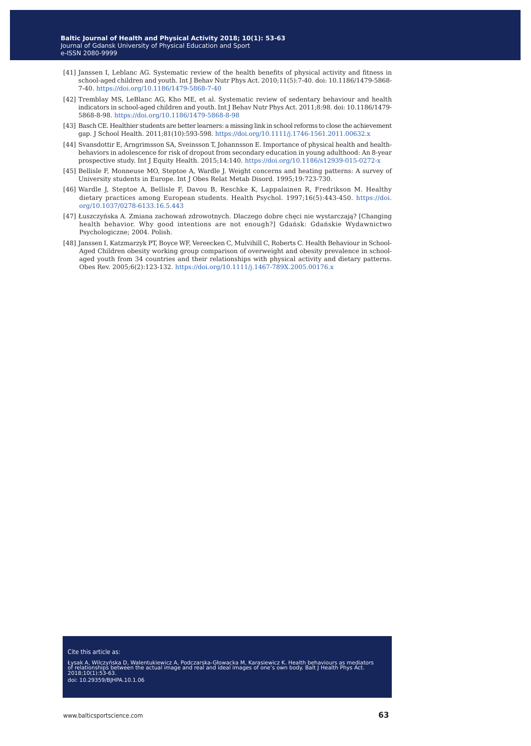[41] Janssen I, Leblanc AG. Systematic review of the health benefits of physical activity and fitness in school-aged children and youth. Int J Behav Nutr Phys Act. 2010;11(5):7-40. doi: 10.1186/1479-5868-7-40. https://doi.org/10.1186/1479-5868-7-40

[42] Tremblay MS, LeBlanc AG, Kho ME, et al. Systematic review of sedentary behaviour and health indicators in school-aged children and youth. Int J Behav Nutr Phys Act. 2011;8:98. doi: 10.1186/1479-5868-8-98. https://doi.org/10.1186/1479-5868-8-98

[43] Basch CE. Healthier students are better learners: a missing link in school reforms to close the achievement gap. J School Health. 2011;81(10):593-598. https://doi.org/10.1111/j.1746-1561.2011.00632.x

[44] Svansdottir E, Arngrimsson SA, Sveinsson T, Johannsson E. Importance of physical health and health-behaviors in adolescence for risk of dropout from secondary education in young adulthood: An 8-year prospective study. Int J Equity Health. 2015;14:140. https://doi.org/10.1186/s12939-015-0272-x

[45] Bellisle F, Monneuse MO, Steptoe A, Wardle J. Weight concerns and heating patterns: A survey of University students in Europe. Int J Obes Relat Metab Disord. 1995;19:723-730.

[46] Wardle J, Steptoe A, Bellisle F, Davou B, Reschke K, Lappalainen R, Fredrikson M. Healthy dietary practices among European students. Health Psychol. 1997;16(5):443-450. https://doi.org/10.1037/0278-6133.16.5.443

[47] Łuszczyńska A. Zmiana zachowań zdrowotnych. Dlaczego dobre chęci nie wystarczają? [Changing health behavior. Why good intentions are not enough?] Gdańsk: Gdańskie Wydawnictwo Psychologiczne; 2004. Polish.

[48] Janssen I, Katzmarzyk PT, Boyce WF, Vereecken C, Mulvihill C, Roberts C. Health Behaviour in School-Aged Children obesity working group comparison of overweight and obesity prevalence in school-aged youth from 34 countries and their relationships with physical activity and dietary patterns. Obes Rev. 2005;6(2):123-132. https://doi.org/10.1111/j.1467-789X.2005.00176.x

Cite this article as:

Łysak A, Wilczyńska D, Walentukiewicz A, Podczarska-Głowacka M, Karasiewicz K. Health behaviours as mediators of relationships between the actual image and real and ideal images of one's own body. Balt J Health Phys Act. 2018;10(1):53-63.
doi: 10.29359/BJHPA.10.1.06